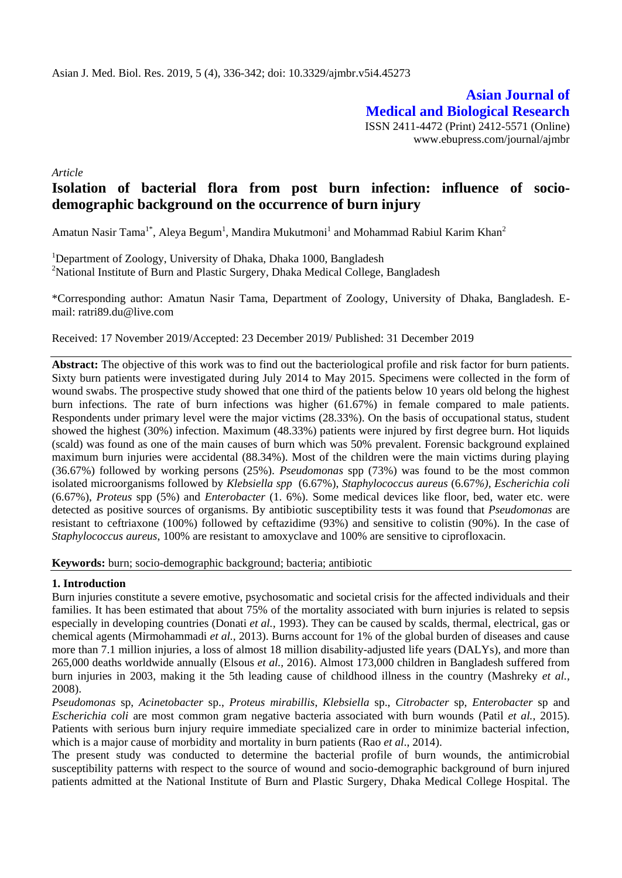*Article*

# Isolation of bacterial flora from post burn infection: influence of socio-demographic background on the occurrence of burn injury

Amatun Nasir Tama[1*], Aleya Begum[1], Mandira Mukutmoni[1] and Mohammad Rabiul Karim Khan[2]

[1]Department of Zoology, University of Dhaka, Dhaka 1000, Bangladesh
[2]National Institute of Burn and Plastic Surgery, Dhaka Medical College, Bangladesh

*Corresponding author: Amatun Nasir Tama, Department of Zoology, University of Dhaka, Bangladesh. E-mail: ratri89.du@live.com

Received: 17 November 2019/Accepted: 23 December 2019/ Published: 31 December 2019

**Abstract:** The objective of this work was to find out the bacteriological profile and risk factor for burn patients. Sixty burn patients were investigated during July 2014 to May 2015. Specimens were collected in the form of wound swabs. The prospective study showed that one third of the patients below 10 years old belong the highest burn infections. The rate of burn infections was higher (61.67%) in female compared to male patients. Respondents under primary level were the major victims (28.33%). On the basis of occupational status, student showed the highest (30%) infection. Maximum (48.33%) patients were injured by first degree burn. Hot liquids (scald) was found as one of the main causes of burn which was 50% prevalent. Forensic background explained maximum burn injuries were accidental (88.34%). Most of the children were the main victims during playing (36.67%) followed by working persons (25%). *Pseudomonas* spp (73%) was found to be the most common isolated microorganisms followed by *Klebsiella spp* (6.67%), *Staphylococcus aureus* (6.67%), *Escherichia coli* (6.67%), *Proteus* spp (5%) and *Enterobacter* (1. 6%). Some medical devices like floor, bed, water etc. were detected as positive sources of organisms. By antibiotic susceptibility tests it was found that *Pseudomonas* are resistant to ceftriaxone (100%) followed by ceftazidime (93%) and sensitive to colistin (90%). In the case of *Staphylococcus aureus*, 100% are resistant to amoxyclave and 100% are sensitive to ciprofloxacin.

**Keywords:** burn; socio-demographic background; bacteria; antibiotic

## 1. Introduction

Burn injuries constitute a severe emotive, psychosomatic and societal crisis for the affected individuals and their families. It has been estimated that about 75% of the mortality associated with burn injuries is related to sepsis especially in developing countries (Donati *et al.,* 1993). They can be caused by scalds, thermal, electrical, gas or chemical agents (Mirmohammadi *et al.,* 2013). Burns account for 1% of the global burden of diseases and cause more than 7.1 million injuries, a loss of almost 18 million disability-adjusted life years (DALYs), and more than 265,000 deaths worldwide annually (Elsous *et al.,* 2016). Almost 173,000 children in Bangladesh suffered from burn injuries in 2003, making it the 5th leading cause of childhood illness in the country (Mashreky *et al.,* 2008).

*Pseudomonas* sp, *Acinetobacter* sp., *Proteus mirabillis*, *Klebsiella* sp., *Citrobacter* sp, *Enterobacter* sp and *Escherichia coli* are most common gram negative bacteria associated with burn wounds (Patil *et al.,* 2015). Patients with serious burn injury require immediate specialized care in order to minimize bacterial infection, which is a major cause of morbidity and mortality in burn patients (Rao *et al*., 2014).

The present study was conducted to determine the bacterial profile of burn wounds, the antimicrobial susceptibility patterns with respect to the source of wound and socio-demographic background of burn injured patients admitted at the National Institute of Burn and Plastic Surgery, Dhaka Medical College Hospital. The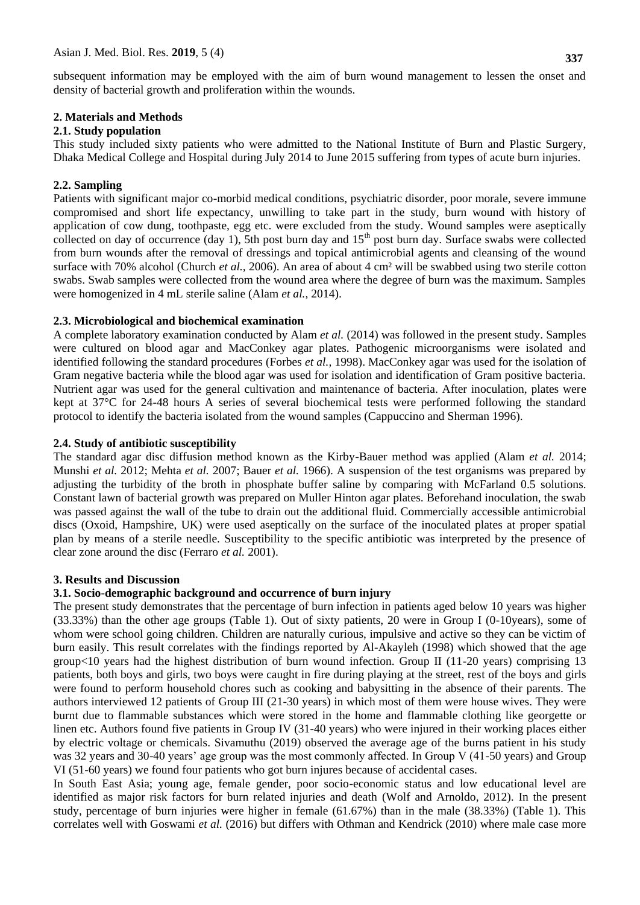subsequent information may be employed with the aim of burn wound management to lessen the onset and density of bacterial growth and proliferation within the wounds.

## 2. Materials and Methods

### 2.1. Study population

This study included sixty patients who were admitted to the National Institute of Burn and Plastic Surgery, Dhaka Medical College and Hospital during July 2014 to June 2015 suffering from types of acute burn injuries.

### 2.2. Sampling

Patients with significant major co-morbid medical conditions, psychiatric disorder, poor morale, severe immune compromised and short life expectancy, unwilling to take part in the study, burn wound with history of application of cow dung, toothpaste, egg etc. were excluded from the study. Wound samples were aseptically collected on day of occurrence (day 1), 5th post burn day and 15th post burn day. Surface swabs were collected from burn wounds after the removal of dressings and topical antimicrobial agents and cleansing of the wound surface with 70% alcohol (Church *et al.,* 2006). An area of about 4 cm² will be swabbed using two sterile cotton swabs. Swab samples were collected from the wound area where the degree of burn was the maximum. Samples were homogenized in 4 mL sterile saline (Alam *et al.,* 2014).

### 2.3. Microbiological and biochemical examination

A complete laboratory examination conducted by Alam *et al.* (2014) was followed in the present study. Samples were cultured on blood agar and MacConkey agar plates. Pathogenic microorganisms were isolated and identified following the standard procedures (Forbes *et al.,* 1998). MacConkey agar was used for the isolation of Gram negative bacteria while the blood agar was used for isolation and identification of Gram positive bacteria. Nutrient agar was used for the general cultivation and maintenance of bacteria. After inoculation, plates were kept at 37°C for 24-48 hours A series of several biochemical tests were performed following the standard protocol to identify the bacteria isolated from the wound samples (Cappuccino and Sherman 1996).

### 2.4. Study of antibiotic susceptibility

The standard agar disc diffusion method known as the Kirby-Bauer method was applied (Alam *et al.* 2014; Munshi *et al.* 2012; Mehta *et al.* 2007; Bauer *et al.* 1966). A suspension of the test organisms was prepared by adjusting the turbidity of the broth in phosphate buffer saline by comparing with McFarland 0.5 solutions. Constant lawn of bacterial growth was prepared on Muller Hinton agar plates. Beforehand inoculation, the swab was passed against the wall of the tube to drain out the additional fluid. Commercially accessible antimicrobial discs (Oxoid, Hampshire, UK) were used aseptically on the surface of the inoculated plates at proper spatial plan by means of a sterile needle. Susceptibility to the specific antibiotic was interpreted by the presence of clear zone around the disc (Ferraro *et al.* 2001).

## 3. Results and Discussion

### 3.1. Socio-demographic background and occurrence of burn injury

The present study demonstrates that the percentage of burn infection in patients aged below 10 years was higher (33.33%) than the other age groups (Table 1). Out of sixty patients, 20 were in Group I (0-10years), some of whom were school going children. Children are naturally curious, impulsive and active so they can be victim of burn easily. This result correlates with the findings reported by Al-Akayleh (1998) which showed that the age group<10 years had the highest distribution of burn wound infection. Group II (11-20 years) comprising 13 patients, both boys and girls, two boys were caught in fire during playing at the street, rest of the boys and girls were found to perform household chores such as cooking and babysitting in the absence of their parents. The authors interviewed 12 patients of Group III (21-30 years) in which most of them were house wives. They were burnt due to flammable substances which were stored in the home and flammable clothing like georgette or linen etc. Authors found five patients in Group IV (31-40 years) who were injured in their working places either by electric voltage or chemicals. Sivamuthu (2019) observed the average age of the burns patient in his study was 32 years and 30-40 years' age group was the most commonly affected. In Group V (41-50 years) and Group VI (51-60 years) we found four patients who got burn injures because of accidental cases.

In South East Asia; young age, female gender, poor socio-economic status and low educational level are identified as major risk factors for burn related injuries and death (Wolf and Arnoldo, 2012). In the present study, percentage of burn injuries were higher in female (61.67%) than in the male (38.33%) (Table 1). This correlates well with Goswami *et al.* (2016) but differs with Othman and Kendrick (2010) where male case more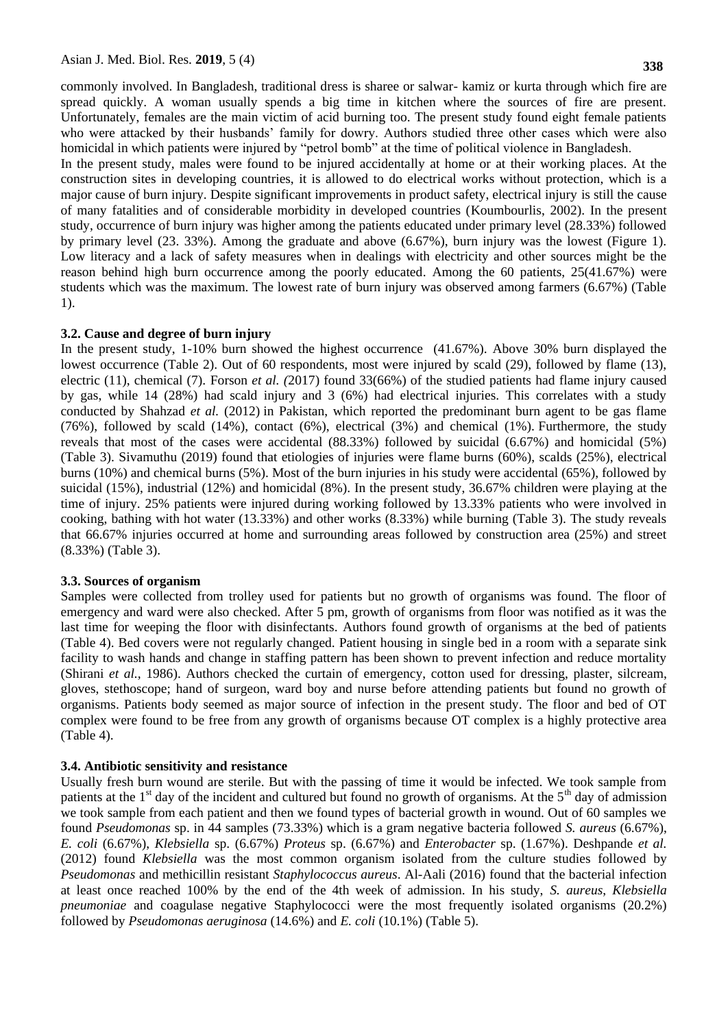commonly involved. In Bangladesh, traditional dress is sharee or salwar- kamiz or kurta through which fire are spread quickly. A woman usually spends a big time in kitchen where the sources of fire are present. Unfortunately, females are the main victim of acid burning too. The present study found eight female patients who were attacked by their husbands' family for dowry. Authors studied three other cases which were also homicidal in which patients were injured by "petrol bomb" at the time of political violence in Bangladesh.

In the present study, males were found to be injured accidentally at home or at their working places. At the construction sites in developing countries, it is allowed to do electrical works without protection, which is a major cause of burn injury. Despite significant improvements in product safety, electrical injury is still the cause of many fatalities and of considerable morbidity in developed countries (Koumbourlis, 2002). In the present study, occurrence of burn injury was higher among the patients educated under primary level (28.33%) followed by primary level (23. 33%). Among the graduate and above (6.67%), burn injury was the lowest (Figure 1). Low literacy and a lack of safety measures when in dealings with electricity and other sources might be the reason behind high burn occurrence among the poorly educated. Among the 60 patients, 25(41.67%) were students which was the maximum. The lowest rate of burn injury was observed among farmers (6.67%) (Table 1).

### 3.2. Cause and degree of burn injury

In the present study, 1-10% burn showed the highest occurrence (41.67%). Above 30% burn displayed the lowest occurrence (Table 2). Out of 60 respondents, most were injured by scald (29), followed by flame (13), electric (11), chemical (7). Forson *et al.* (2017) found 33(66%) of the studied patients had flame injury caused by gas, while 14 (28%) had scald injury and 3 (6%) had electrical injuries. This correlates with a study conducted by Shahzad *et al.* (2012) in Pakistan, which reported the predominant burn agent to be gas flame (76%), followed by scald (14%), contact (6%), electrical (3%) and chemical (1%). Furthermore, the study reveals that most of the cases were accidental (88.33%) followed by suicidal (6.67%) and homicidal (5%) (Table 3). Sivamuthu (2019) found that etiologies of injuries were flame burns (60%), scalds (25%), electrical burns (10%) and chemical burns (5%). Most of the burn injuries in his study were accidental (65%), followed by suicidal (15%), industrial (12%) and homicidal (8%). In the present study, 36.67% children were playing at the time of injury. 25% patients were injured during working followed by 13.33% patients who were involved in cooking, bathing with hot water (13.33%) and other works (8.33%) while burning (Table 3). The study reveals that 66.67% injuries occurred at home and surrounding areas followed by construction area (25%) and street (8.33%) (Table 3).

### 3.3. Sources of organism

Samples were collected from trolley used for patients but no growth of organisms was found. The floor of emergency and ward were also checked. After 5 pm, growth of organisms from floor was notified as it was the last time for weeping the floor with disinfectants. Authors found growth of organisms at the bed of patients (Table 4). Bed covers were not regularly changed. Patient housing in single bed in a room with a separate sink facility to wash hands and change in staffing pattern has been shown to prevent infection and reduce mortality (Shirani *et al.,* 1986). Authors checked the curtain of emergency, cotton used for dressing, plaster, silcream, gloves, stethoscope; hand of surgeon, ward boy and nurse before attending patients but found no growth of organisms. Patients body seemed as major source of infection in the present study. The floor and bed of OT complex were found to be free from any growth of organisms because OT complex is a highly protective area (Table 4).

### 3.4. Antibiotic sensitivity and resistance

Usually fresh burn wound are sterile. But with the passing of time it would be infected. We took sample from patients at the 1st day of the incident and cultured but found no growth of organisms. At the 5th day of admission we took sample from each patient and then we found types of bacterial growth in wound. Out of 60 samples we found *Pseudomonas* sp. in 44 samples (73.33%) which is a gram negative bacteria followed *S. aureus* (6.67%), *E. coli* (6.67%), *Klebsiella* sp. (6.67%) *Proteus* sp. (6.67%) and *Enterobacter* sp. (1.67%). Deshpande *et al.* (2012) found *Klebsiella* was the most common organism isolated from the culture studies followed by *Pseudomonas* and methicillin resistant *Staphylococcus aureus*. Al-Aali (2016) found that the bacterial infection at least once reached 100% by the end of the 4th week of admission. In his study, *S. aureus*, *Klebsiella pneumoniae* and coagulase negative Staphylococci were the most frequently isolated organisms (20.2%) followed by *Pseudomonas aeruginosa* (14.6%) and *E. coli* (10.1%) (Table 5).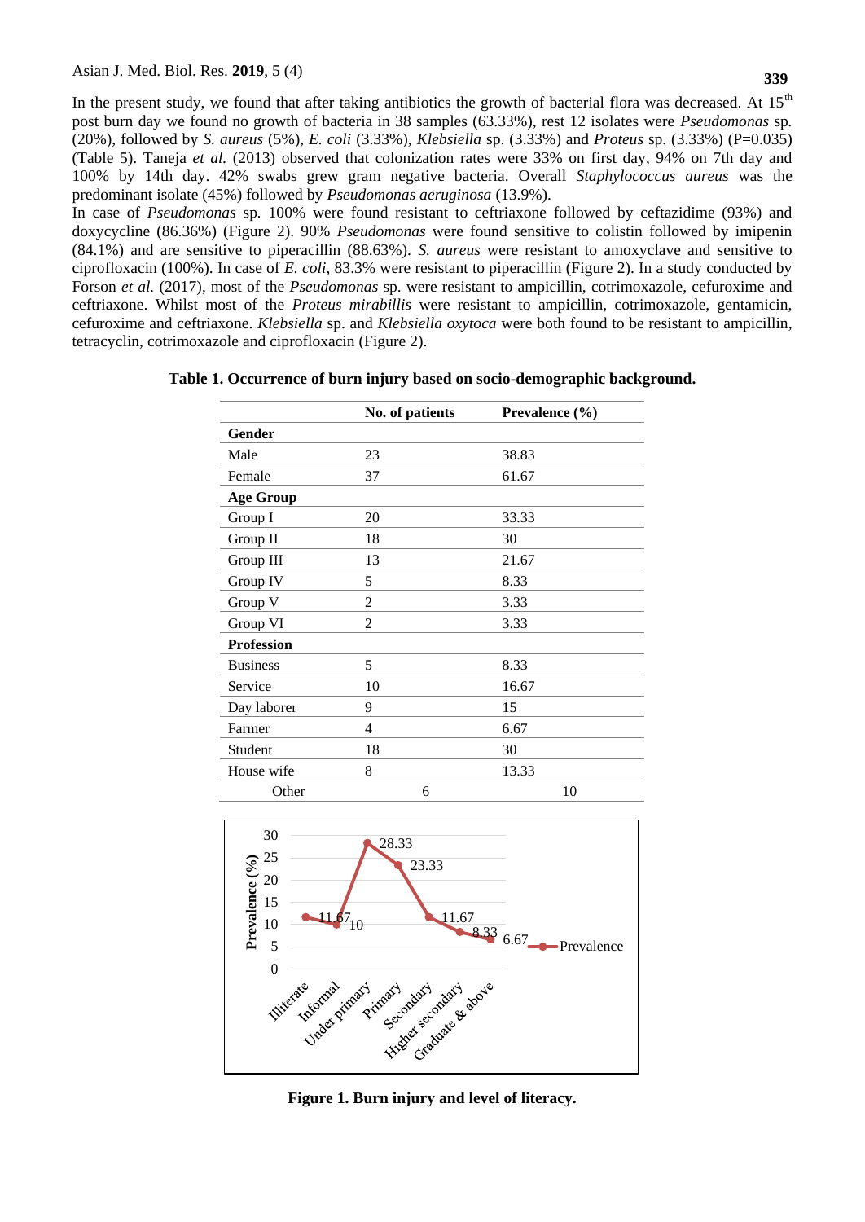In the present study, we found that after taking antibiotics the growth of bacterial flora was decreased. At 15[th] post burn day we found no growth of bacteria in 38 samples (63.33%), rest 12 isolates were *Pseudomonas* sp. (20%), followed by *S. aureus* (5%), *E. coli* (3.33%), *Klebsiella* sp. (3.33%) and *Proteus* sp. (3.33%) (P=0.035) (Table 5). Taneja *et al.* (2013) observed that colonization rates were 33% on first day, 94% on 7th day and 100% by 14th day. 42% swabs grew gram negative bacteria. Overall *Staphylococcus aureus* was the predominant isolate (45%) followed by *Pseudomonas aeruginosa* (13.9%).

In case of *Pseudomonas* sp. 100% were found resistant to ceftriaxone followed by ceftazidime (93%) and doxycycline (86.36%) (Figure 2). 90% *Pseudomonas* were found sensitive to colistin followed by imipenin (84.1%) and are sensitive to piperacillin (88.63%). *S. aureus* were resistant to amoxyclave and sensitive to ciprofloxacin (100%). In case of *E. coli*, 83.3% were resistant to piperacillin (Figure 2). In a study conducted by Forson *et al.* (2017), most of the *Pseudomonas* sp. were resistant to ampicillin, cotrimoxazole, cefuroxime and ceftriaxone. Whilst most of the *Proteus mirabillis* were resistant to ampicillin, cotrimoxazole, gentamicin, cefuroxime and ceftriaxone. *Klebsiella* sp. and *Klebsiella oxytoca* were both found to be resistant to ampicillin, tetracyclin, cotrimoxazole and ciprofloxacin (Figure 2).

**Table 1. Occurrence of burn injury based on socio-demographic background.**

| | No. of patients | Prevalence (%) |
|---|---|---|
| **Gender** | | |
| Male | 23 | 38.83 |
| Female | 37 | 61.67 |
| **Age Group** | | |
| Group I | 20 | 33.33 |
| Group II | 18 | 30 |
| Group III | 13 | 21.67 |
| Group IV | 5 | 8.33 |
| Group V | 2 | 3.33 |
| Group VI | 2 | 3.33 |
| **Profession** | | |
| Business | 5 | 8.33 |
| Service | 10 | 16.67 |
| Day laborer | 9 | 15 |
| Farmer | 4 | 6.67 |
| Student | 18 | 30 |
| House wife | 8 | 13.33 |
| Other | 6 | 10 |

**Figure 1. Burn injury and level of literacy.**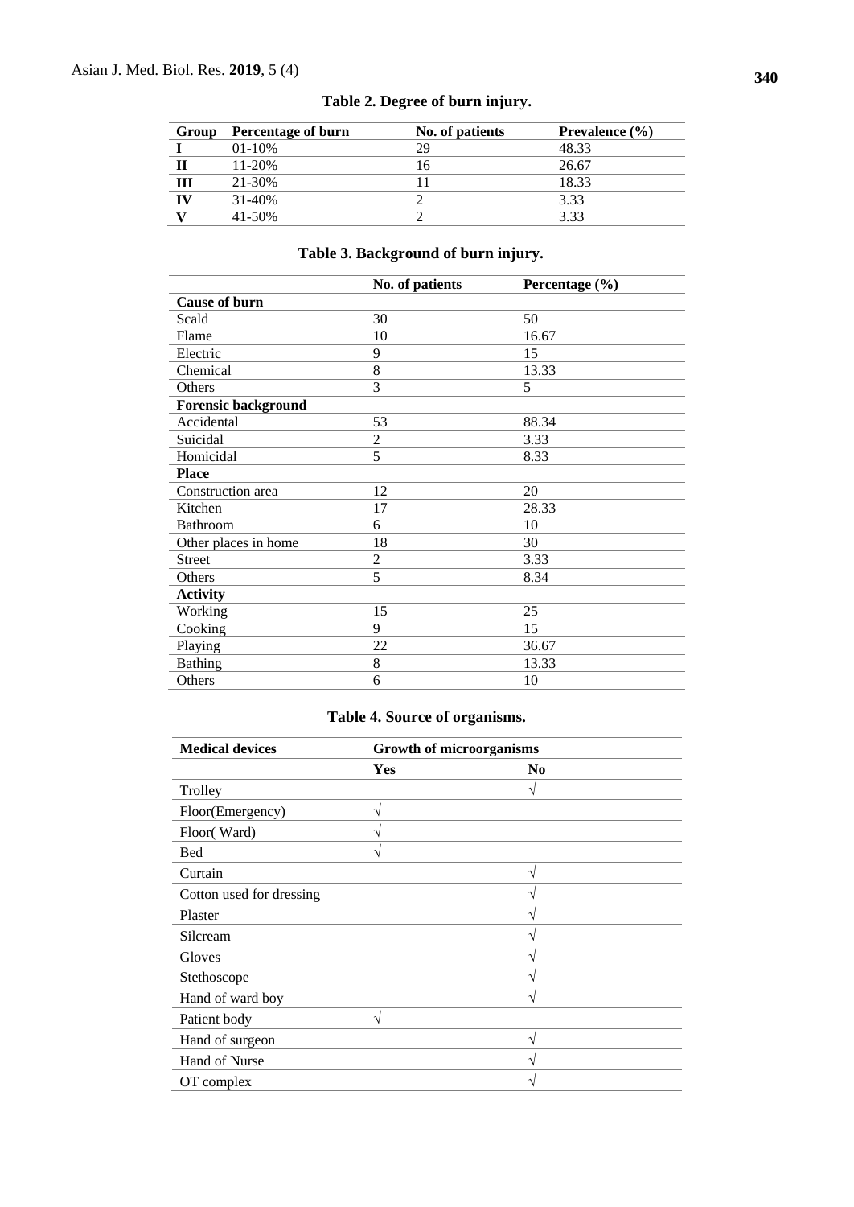**Table 2. Degree of burn injury.**

| Group | Percentage of burn | No. of patients | Prevalence (%) |
|---|---|---|---|
| **I** | 01-10% | 29 | 48.33 |
| **II** | 11-20% | 16 | 26.67 |
| **III** | 21-30% | 11 | 18.33 |
| **IV** | 31-40% | 2 | 3.33 |
| **V** | 41-50% | 2 | 3.33 |

**Table 3. Background of burn injury.**

| | No. of patients | Percentage (%) |
|---|---|---|
| **Cause of burn** | | |
| Scald | 30 | 50 |
| Flame | 10 | 16.67 |
| Electric | 9 | 15 |
| Chemical | 8 | 13.33 |
| Others | 3 | 5 |
| **Forensic background** | | |
| Accidental | 53 | 88.34 |
| Suicidal | 2 | 3.33 |
| Homicidal | 5 | 8.33 |
| **Place** | | |
| Construction area | 12 | 20 |
| Kitchen | 17 | 28.33 |
| Bathroom | 6 | 10 |
| Other places in home | 18 | 30 |
| Street | 2 | 3.33 |
| Others | 5 | 8.34 |
| **Activity** | | |
| Working | 15 | 25 |
| Cooking | 9 | 15 |
| Playing | 22 | 36.67 |
| Bathing | 8 | 13.33 |
| Others | 6 | 10 |

**Table 4. Source of organisms.**

| Medical devices | Growth of microorganisms | |
|---|---|---|
| | Yes | No |
| Trolley | | √ |
| Floor(Emergency) | √ | |
| Floor( Ward) | √ | |
| Bed | √ | |
| Curtain | | √ |
| Cotton used for dressing | | √ |
| Plaster | | √ |
| Silcream | | √ |
| Gloves | | √ |
| Stethoscope | | √ |
| Hand of ward boy | | √ |
| Patient body | √ | |
| Hand of surgeon | | √ |
| Hand of Nurse | | √ |
| OT complex | | √ |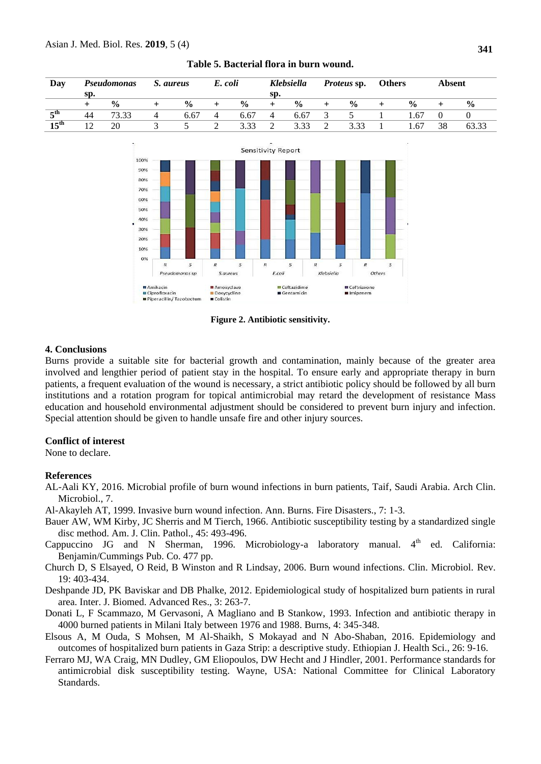**Table 5. Bacterial flora in burn wound.**

| Day | *Pseudomonas* sp. | | *S. aureus* | | *E. coli* | | *Klebsiella* sp. | | *Proteus* sp. | | Others | | Absent | |
|---|---|---|---|---|---|---|---|---|---|---|---|---|---|---|
| | + | % | + | % | + | % | + | % | + | % | + | % | + | % |
| $5^{th}$ | 44 | 73.33 | 4 | 6.67 | 4 | 6.67 | 4 | 6.67 | 3 | 5 | 1 | 1.67 | 0 | 0 |
| $15^{th}$ | 12 | 20 | 3 | 5 | 2 | 3.33 | 2 | 3.33 | 2 | 3.33 | 1 | 1.67 | 38 | 63.33 |

**Figure 2. Antibiotic sensitivity.**

## 4. Conclusions

Burns provide a suitable site for bacterial growth and contamination, mainly because of the greater area involved and lengthier period of patient stay in the hospital. To ensure early and appropriate therapy in burn patients, a frequent evaluation of the wound is necessary, a strict antibiotic policy should be followed by all burn institutions and a rotation program for topical antimicrobial may retard the development of resistance Mass education and household environmental adjustment should be considered to prevent burn injury and infection. Special attention should be given to handle unsafe fire and other injury sources.

## Conflict of interest

None to declare.

## References

AL-Aali KY, 2016. Microbial profile of burn wound infections in burn patients, Taif, Saudi Arabia. Arch Clin. Microbiol., 7.

Al-Akayleh AT, 1999. Invasive burn wound infection. Ann. Burns. Fire Disasters., 7: 1-3.

Bauer AW, WM Kirby, JC Sherris and M Tierch, 1966. Antibiotic susceptibility testing by a standardized single disc method. Am. J. Clin. Pathol., 45: 493-496.

Cappuccino JG and N Sherman, 1996. Microbiology-a laboratory manual. $4^{th}$ ed. California: Benjamin/Cummings Pub. Co. 477 pp.

Church D, S Elsayed, O Reid, B Winston and R Lindsay, 2006. Burn wound infections. Clin. Microbiol. Rev. 19: 403-434.

Deshpande JD, PK Baviskar and DB Phalke, 2012. Epidemiological study of hospitalized burn patients in rural area. Inter. J. Biomed. Advanced Res., 3: 263-7.

Donati L, F Scammazo, M Gervasoni, A Magliano and B Stankow, 1993. Infection and antibiotic therapy in 4000 burned patients in Milani Italy between 1976 and 1988. Burns, 4: 345-348.

Elsous A, M Ouda, S Mohsen, M Al-Shaikh, S Mokayad and N Abo-Shaban, 2016. Epidemiology and outcomes of hospitalized burn patients in Gaza Strip: a descriptive study. Ethiopian J. Health Sci., 26: 9-16.

Ferraro MJ, WA Craig, MN Dudley, GM Eliopoulos, DW Hecht and J Hindler, 2001. Performance standards for antimicrobial disk susceptibility testing. Wayne, USA: National Committee for Clinical Laboratory Standards.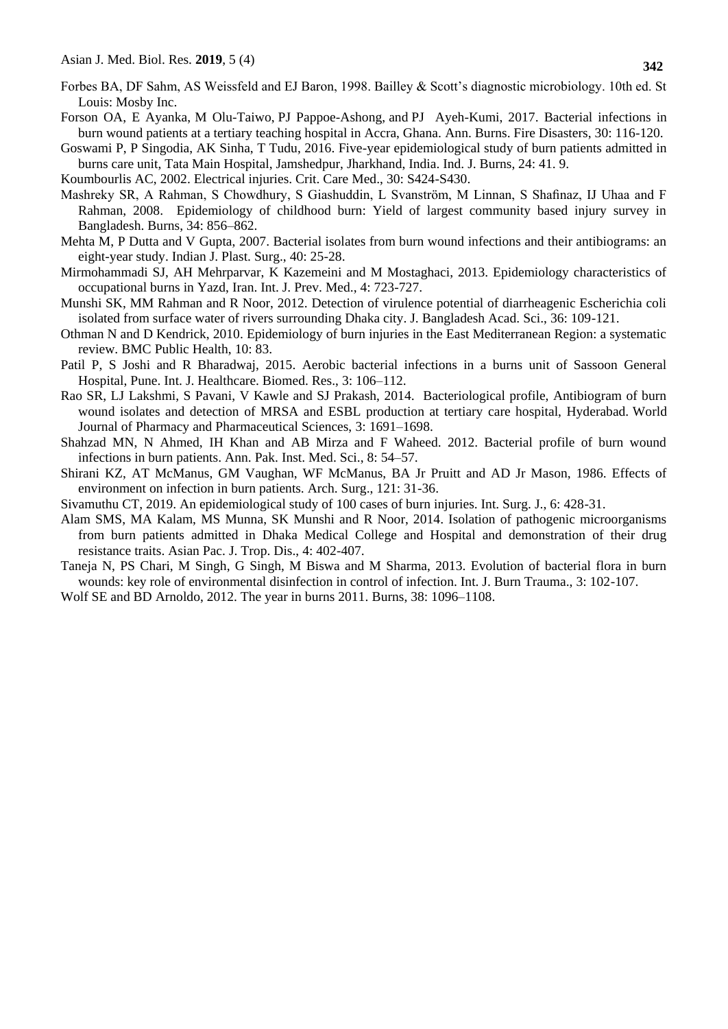Forbes BA, DF Sahm, AS Weissfeld and EJ Baron, 1998. Bailley & Scott's diagnostic microbiology. 10th ed. St Louis: Mosby Inc.

Forson OA, E Ayanka, M Olu-Taiwo, PJ Pappoe-Ashong, and PJ Ayeh-Kumi, 2017. Bacterial infections in burn wound patients at a tertiary teaching hospital in Accra, Ghana. Ann. Burns. Fire Disasters, 30: 116-120.

Goswami P, P Singodia, AK Sinha, T Tudu, 2016. Five-year epidemiological study of burn patients admitted in burns care unit, Tata Main Hospital, Jamshedpur, Jharkhand, India. Ind. J. Burns, 24: 41. 9.

Koumbourlis AC, 2002. Electrical injuries. Crit. Care Med., 30: S424-S430.

Mashreky SR, A Rahman, S Chowdhury, S Giashuddin, L Svanström, M Linnan, S Shafinaz, IJ Uhaa and F Rahman, 2008. Epidemiology of childhood burn: Yield of largest community based injury survey in Bangladesh. Burns, 34: 856–862.

Mehta M, P Dutta and V Gupta, 2007. Bacterial isolates from burn wound infections and their antibiograms: an eight-year study. Indian J. Plast. Surg., 40: 25-28.

Mirmohammadi SJ, AH Mehrparvar, K Kazemeini and M Mostaghaci, 2013. Epidemiology characteristics of occupational burns in Yazd, Iran. Int. J. Prev. Med., 4: 723-727.

Munshi SK, MM Rahman and R Noor, 2012. Detection of virulence potential of diarrheagenic Escherichia coli isolated from surface water of rivers surrounding Dhaka city. J. Bangladesh Acad. Sci., 36: 109-121.

Othman N and D Kendrick, 2010. Epidemiology of burn injuries in the East Mediterranean Region: a systematic review. BMC Public Health, 10: 83.

Patil P, S Joshi and R Bharadwaj, 2015. Aerobic bacterial infections in a burns unit of Sassoon General Hospital, Pune. Int. J. Healthcare. Biomed. Res., 3: 106–112.

Rao SR, LJ Lakshmi, S Pavani, V Kawle and SJ Prakash, 2014. Bacteriological profile, Antibiogram of burn wound isolates and detection of MRSA and ESBL production at tertiary care hospital, Hyderabad. World Journal of Pharmacy and Pharmaceutical Sciences, 3: 1691–1698.

Shahzad MN, N Ahmed, IH Khan and AB Mirza and F Waheed. 2012. Bacterial profile of burn wound infections in burn patients. Ann. Pak. Inst. Med. Sci., 8: 54–57.

Shirani KZ, AT McManus, GM Vaughan, WF McManus, BA Jr Pruitt and AD Jr Mason, 1986. Effects of environment on infection in burn patients. Arch. Surg., 121: 31-36.

Sivamuthu CT, 2019. An epidemiological study of 100 cases of burn injuries. Int. Surg. J., 6: 428-31.

Alam SMS, MA Kalam, MS Munna, SK Munshi and R Noor, 2014. Isolation of pathogenic microorganisms from burn patients admitted in Dhaka Medical College and Hospital and demonstration of their drug resistance traits. Asian Pac. J. Trop. Dis., 4: 402-407.

Taneja N, PS Chari, M Singh, G Singh, M Biswa and M Sharma, 2013. Evolution of bacterial flora in burn wounds: key role of environmental disinfection in control of infection. Int. J. Burn Trauma., 3: 102-107.

Wolf SE and BD Arnoldo, 2012. The year in burns 2011. Burns, 38: 1096–1108.